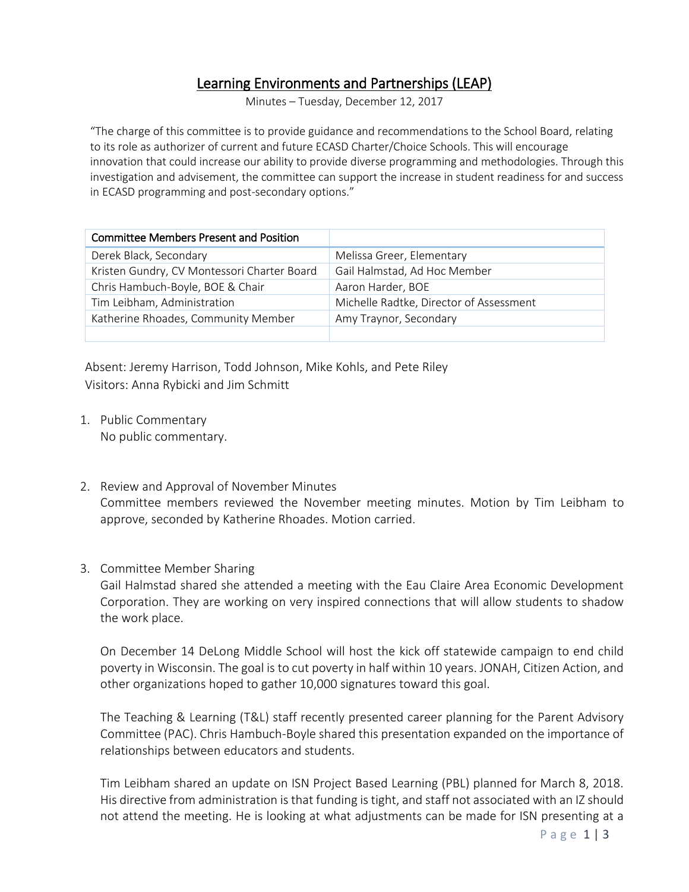# Learning Environments and Partnerships (LEAP)

Minutes – Tuesday, December 12, 2017

"The charge of this committee is to provide guidance and recommendations to the School Board, relating to its role as authorizer of current and future ECASD Charter/Choice Schools. This will encourage innovation that could increase our ability to provide diverse programming and methodologies. Through this investigation and advisement, the committee can support the increase in student readiness for and success in ECASD programming and post-secondary options."

| Committee Members Present and Position | |
|---|---|
| Derek Black, Secondary | Melissa Greer, Elementary |
| Kristen Gundry, CV Montessori Charter Board | Gail Halmstad, Ad Hoc Member |
| Chris Hambuch-Boyle, BOE & Chair | Aaron Harder, BOE |
| Tim Leibham, Administration | Michelle Radtke, Director of Assessment |
| Katherine Rhoades, Community Member | Amy Traynor, Secondary |
| | |

Absent: Jeremy Harrison, Todd Johnson, Mike Kohls, and Pete Riley
Visitors: Anna Rybicki and Jim Schmitt

1. Public Commentary
   No public commentary.

2. Review and Approval of November Minutes
   Committee members reviewed the November meeting minutes. Motion by Tim Leibham to approve, seconded by Katherine Rhoades. Motion carried.

3. Committee Member Sharing
   Gail Halmstad shared she attended a meeting with the Eau Claire Area Economic Development Corporation. They are working on very inspired connections that will allow students to shadow the work place.

   On December 14 DeLong Middle School will host the kick off statewide campaign to end child poverty in Wisconsin. The goal is to cut poverty in half within 10 years. JONAH, Citizen Action, and other organizations hoped to gather 10,000 signatures toward this goal.

   The Teaching & Learning (T&L) staff recently presented career planning for the Parent Advisory Committee (PAC). Chris Hambuch-Boyle shared this presentation expanded on the importance of relationships between educators and students.

   Tim Leibham shared an update on ISN Project Based Learning (PBL) planned for March 8, 2018. His directive from administration is that funding is tight, and staff not associated with an IZ should not attend the meeting. He is looking at what adjustments can be made for ISN presenting at a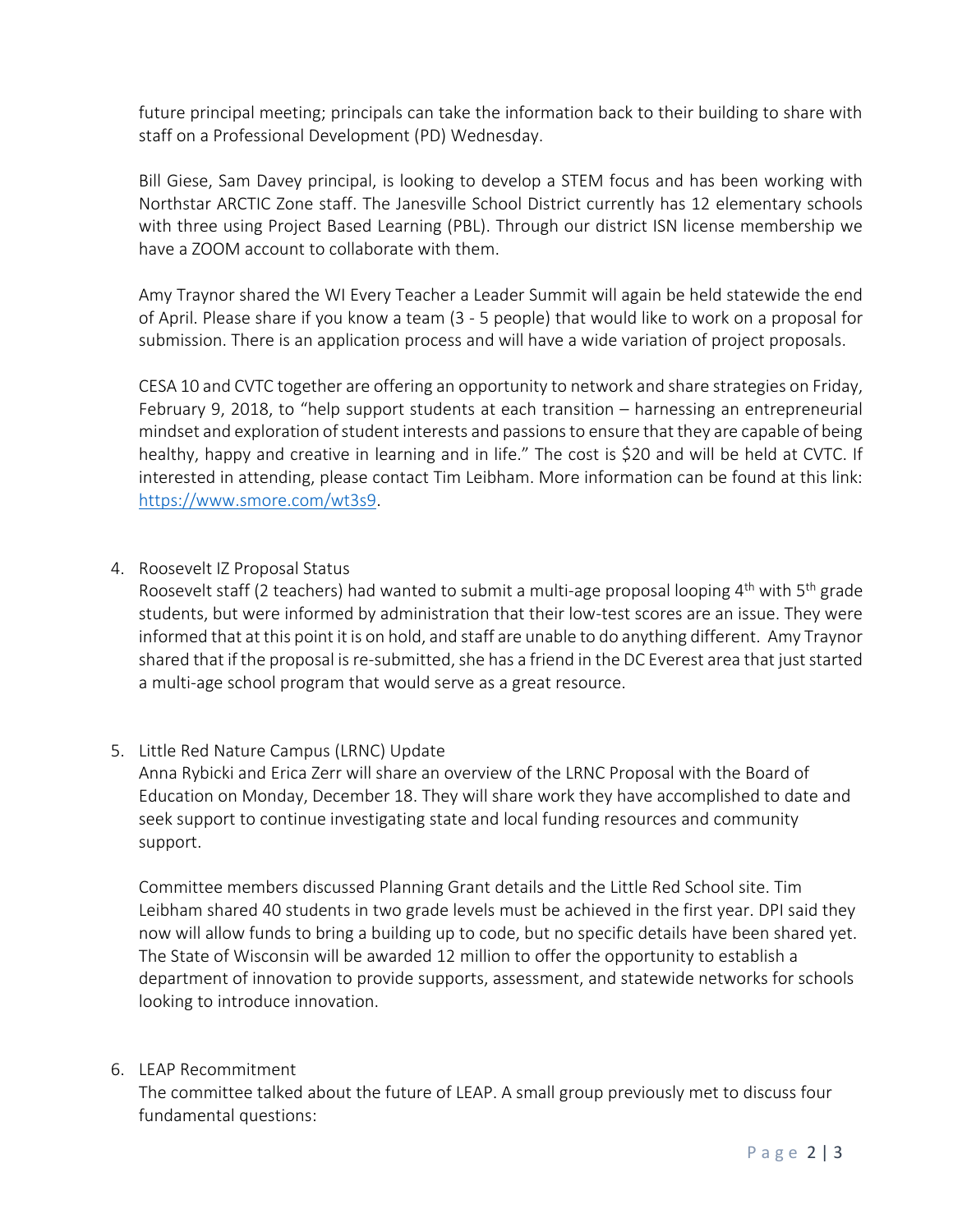future principal meeting; principals can take the information back to their building to share with staff on a Professional Development (PD) Wednesday.

Bill Giese, Sam Davey principal, is looking to develop a STEM focus and has been working with Northstar ARCTIC Zone staff. The Janesville School District currently has 12 elementary schools with three using Project Based Learning (PBL). Through our district ISN license membership we have a ZOOM account to collaborate with them.

Amy Traynor shared the WI Every Teacher a Leader Summit will again be held statewide the end of April. Please share if you know a team (3 - 5 people) that would like to work on a proposal for submission. There is an application process and will have a wide variation of project proposals.

CESA 10 and CVTC together are offering an opportunity to network and share strategies on Friday, February 9, 2018, to "help support students at each transition – harnessing an entrepreneurial mindset and exploration of student interests and passions to ensure that they are capable of being healthy, happy and creative in learning and in life." The cost is $20 and will be held at CVTC. If interested in attending, please contact Tim Leibham. More information can be found at this link: https://www.smore.com/wt3s9.

4. Roosevelt IZ Proposal Status

   Roosevelt staff (2 teachers) had wanted to submit a multi-age proposal looping 4th with 5th grade students, but were informed by administration that their low-test scores are an issue. They were informed that at this point it is on hold, and staff are unable to do anything different. Amy Traynor shared that if the proposal is re-submitted, she has a friend in the DC Everest area that just started a multi-age school program that would serve as a great resource.

5. Little Red Nature Campus (LRNC) Update

   Anna Rybicki and Erica Zerr will share an overview of the LRNC Proposal with the Board of Education on Monday, December 18. They will share work they have accomplished to date and seek support to continue investigating state and local funding resources and community support.

   Committee members discussed Planning Grant details and the Little Red School site. Tim Leibham shared 40 students in two grade levels must be achieved in the first year. DPI said they now will allow funds to bring a building up to code, but no specific details have been shared yet. The State of Wisconsin will be awarded 12 million to offer the opportunity to establish a department of innovation to provide supports, assessment, and statewide networks for schools looking to introduce innovation.

6. LEAP Recommitment

   The committee talked about the future of LEAP. A small group previously met to discuss four fundamental questions: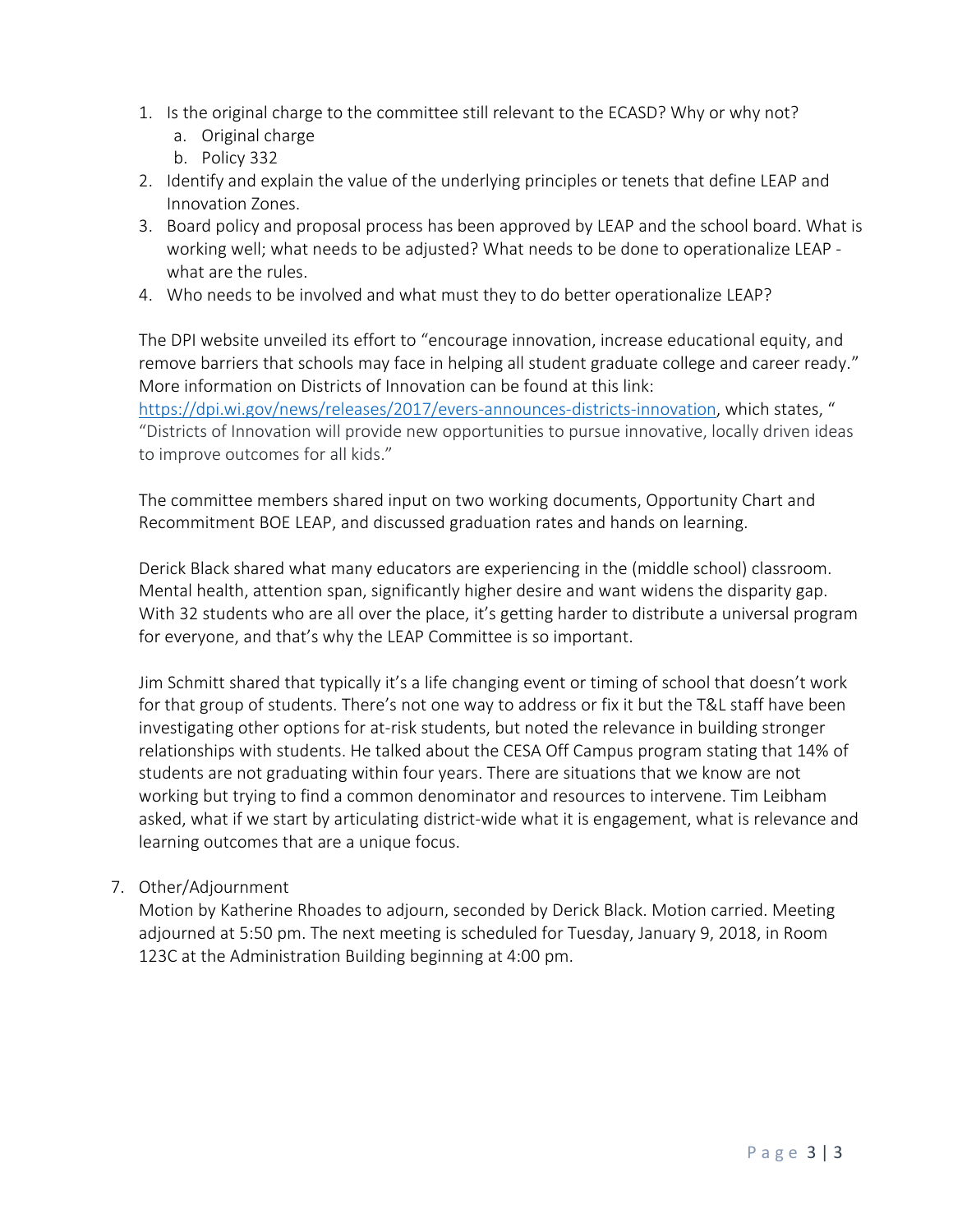1. Is the original charge to the committee still relevant to the ECASD? Why or why not?
   a. Original charge
   b. Policy 332
2. Identify and explain the value of the underlying principles or tenets that define LEAP and Innovation Zones.
3. Board policy and proposal process has been approved by LEAP and the school board. What is working well; what needs to be adjusted? What needs to be done to operationalize LEAP - what are the rules.
4. Who needs to be involved and what must they to do better operationalize LEAP?

The DPI website unveiled its effort to "encourage innovation, increase educational equity, and remove barriers that schools may face in helping all student graduate college and career ready." More information on Districts of Innovation can be found at this link: https://dpi.wi.gov/news/releases/2017/evers-announces-districts-innovation, which states, " "Districts of Innovation will provide new opportunities to pursue innovative, locally driven ideas to improve outcomes for all kids."

The committee members shared input on two working documents, Opportunity Chart and Recommitment BOE LEAP, and discussed graduation rates and hands on learning.

Derick Black shared what many educators are experiencing in the (middle school) classroom. Mental health, attention span, significantly higher desire and want widens the disparity gap. With 32 students who are all over the place, it's getting harder to distribute a universal program for everyone, and that's why the LEAP Committee is so important.

Jim Schmitt shared that typically it's a life changing event or timing of school that doesn't work for that group of students. There's not one way to address or fix it but the T&L staff have been investigating other options for at-risk students, but noted the relevance in building stronger relationships with students. He talked about the CESA Off Campus program stating that 14% of students are not graduating within four years. There are situations that we know are not working but trying to find a common denominator and resources to intervene. Tim Leibham asked, what if we start by articulating district-wide what it is engagement, what is relevance and learning outcomes that are a unique focus.

7. Other/Adjournment
   Motion by Katherine Rhoades to adjourn, seconded by Derick Black. Motion carried. Meeting adjourned at 5:50 pm. The next meeting is scheduled for Tuesday, January 9, 2018, in Room 123C at the Administration Building beginning at 4:00 pm.